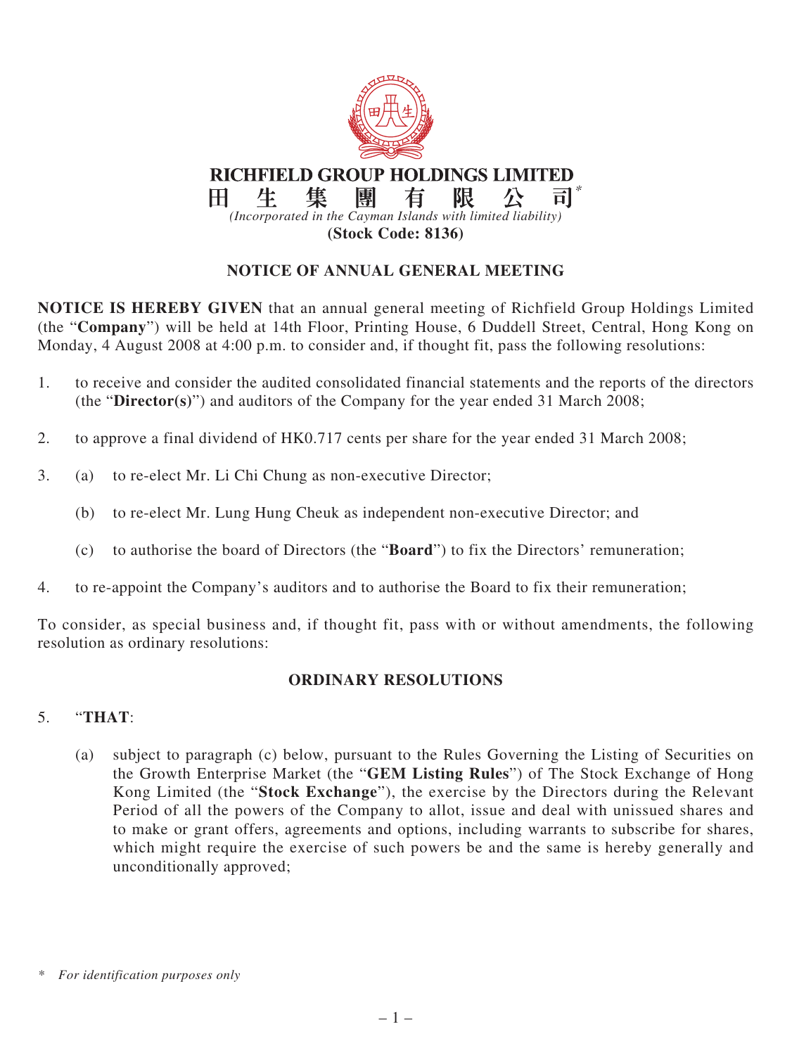# RICHFIELD GROUP HOLDINGS LIMITED

# 田 生 集 團 有 限 公 司*

*(Incorporated in the Cayman Islands with limited liability)*

**(Stock Code: 8136)**

## NOTICE OF ANNUAL GENERAL MEETING

**NOTICE IS HEREBY GIVEN** that an annual general meeting of Richfield Group Holdings Limited (the "**Company**") will be held at 14th Floor, Printing House, 6 Duddell Street, Central, Hong Kong on Monday, 4 August 2008 at 4:00 p.m. to consider and, if thought fit, pass the following resolutions:

1. to receive and consider the audited consolidated financial statements and the reports of the directors (the "**Director(s)**") and auditors of the Company for the year ended 31 March 2008;

2. to approve a final dividend of HK0.717 cents per share for the year ended 31 March 2008;

3. (a) to re-elect Mr. Li Chi Chung as non-executive Director;

   (b) to re-elect Mr. Lung Hung Cheuk as independent non-executive Director; and

   (c) to authorise the board of Directors (the "**Board**") to fix the Directors' remuneration;

4. to re-appoint the Company's auditors and to authorise the Board to fix their remuneration;

To consider, as special business and, if thought fit, pass with or without amendments, the following resolution as ordinary resolutions:

### ORDINARY RESOLUTIONS

5. "**THAT**:

   (a) subject to paragraph (c) below, pursuant to the Rules Governing the Listing of Securities on the Growth Enterprise Market (the "**GEM Listing Rules**") of The Stock Exchange of Hong Kong Limited (the "**Stock Exchange**"), the exercise by the Directors during the Relevant Period of all the powers of the Company to allot, issue and deal with unissued shares and to make or grant offers, agreements and options, including warrants to subscribe for shares, which might require the exercise of such powers be and the same is hereby generally and unconditionally approved;

\* *For identification purposes only*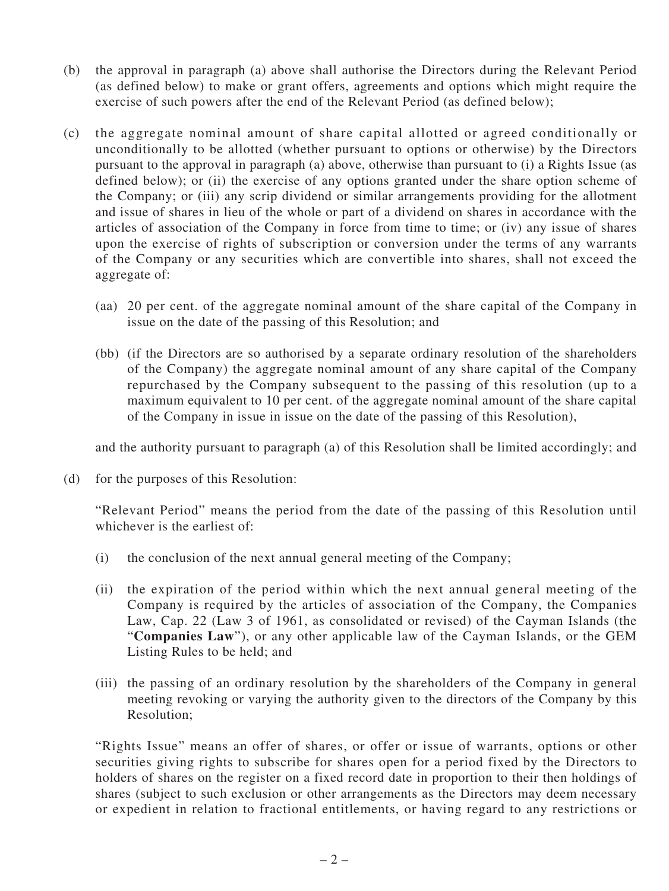(b) the approval in paragraph (a) above shall authorise the Directors during the Relevant Period (as defined below) to make or grant offers, agreements and options which might require the exercise of such powers after the end of the Relevant Period (as defined below);

(c) the aggregate nominal amount of share capital allotted or agreed conditionally or unconditionally to be allotted (whether pursuant to options or otherwise) by the Directors pursuant to the approval in paragraph (a) above, otherwise than pursuant to (i) a Rights Issue (as defined below); or (ii) the exercise of any options granted under the share option scheme of the Company; or (iii) any scrip dividend or similar arrangements providing for the allotment and issue of shares in lieu of the whole or part of a dividend on shares in accordance with the articles of association of the Company in force from time to time; or (iv) any issue of shares upon the exercise of rights of subscription or conversion under the terms of any warrants of the Company or any securities which are convertible into shares, shall not exceed the aggregate of:

   (aa) 20 per cent. of the aggregate nominal amount of the share capital of the Company in issue on the date of the passing of this Resolution; and

   (bb) (if the Directors are so authorised by a separate ordinary resolution of the shareholders of the Company) the aggregate nominal amount of any share capital of the Company repurchased by the Company subsequent to the passing of this resolution (up to a maximum equivalent to 10 per cent. of the aggregate nominal amount of the share capital of the Company in issue in issue on the date of the passing of this Resolution),

   and the authority pursuant to paragraph (a) of this Resolution shall be limited accordingly; and

(d) for the purposes of this Resolution:

   "Relevant Period" means the period from the date of the passing of this Resolution until whichever is the earliest of:

   (i) the conclusion of the next annual general meeting of the Company;

   (ii) the expiration of the period within which the next annual general meeting of the Company is required by the articles of association of the Company, the Companies Law, Cap. 22 (Law 3 of 1961, as consolidated or revised) of the Cayman Islands (the "**Companies Law**"), or any other applicable law of the Cayman Islands, or the GEM Listing Rules to be held; and

   (iii) the passing of an ordinary resolution by the shareholders of the Company in general meeting revoking or varying the authority given to the directors of the Company by this Resolution;

   "Rights Issue" means an offer of shares, or offer or issue of warrants, options or other securities giving rights to subscribe for shares open for a period fixed by the Directors to holders of shares on the register on a fixed record date in proportion to their then holdings of shares (subject to such exclusion or other arrangements as the Directors may deem necessary or expedient in relation to fractional entitlements, or having regard to any restrictions or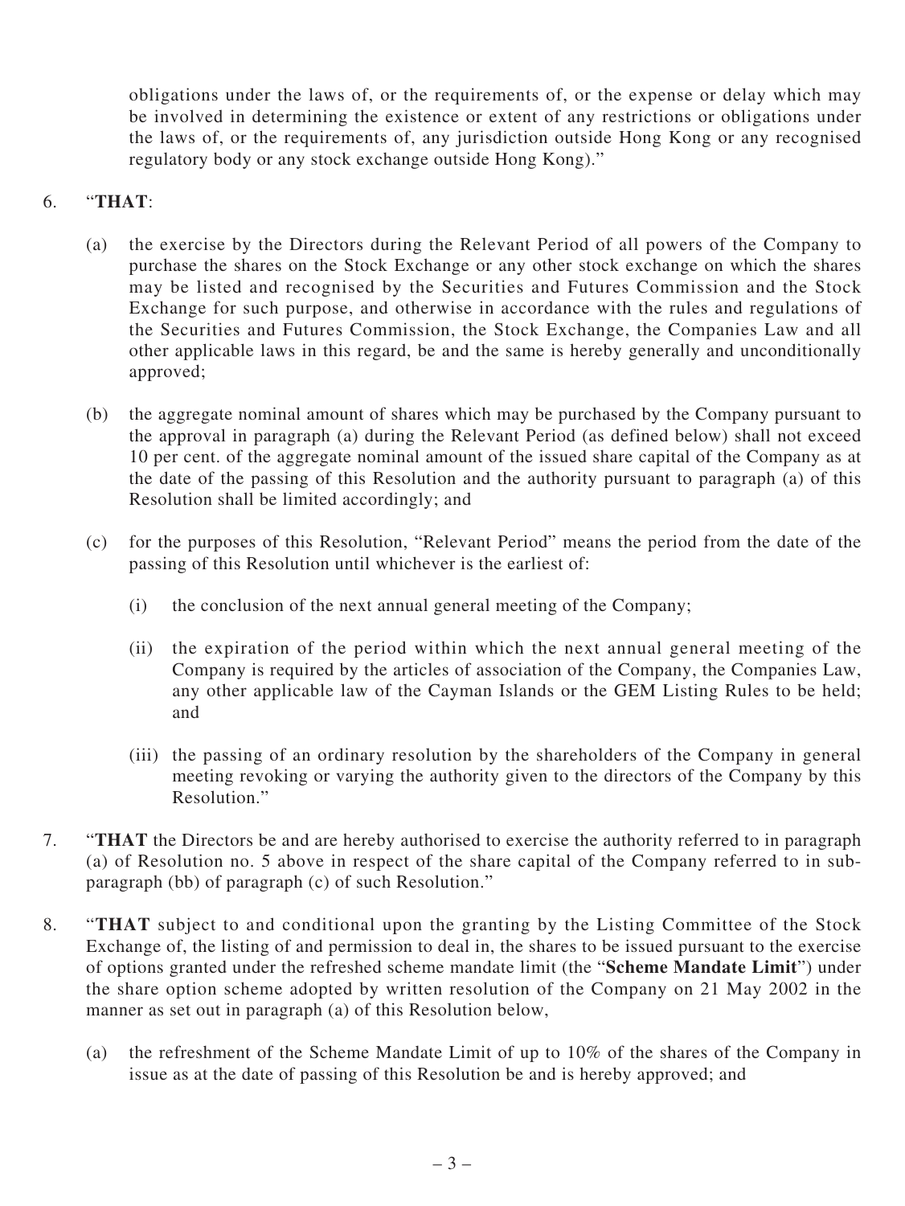obligations under the laws of, or the requirements of, or the expense or delay which may be involved in determining the existence or extent of any restrictions or obligations under the laws of, or the requirements of, any jurisdiction outside Hong Kong or any recognised regulatory body or any stock exchange outside Hong Kong)."

6. "**THAT**:

   (a) the exercise by the Directors during the Relevant Period of all powers of the Company to purchase the shares on the Stock Exchange or any other stock exchange on which the shares may be listed and recognised by the Securities and Futures Commission and the Stock Exchange for such purpose, and otherwise in accordance with the rules and regulations of the Securities and Futures Commission, the Stock Exchange, the Companies Law and all other applicable laws in this regard, be and the same is hereby generally and unconditionally approved;

   (b) the aggregate nominal amount of shares which may be purchased by the Company pursuant to the approval in paragraph (a) during the Relevant Period (as defined below) shall not exceed 10 per cent. of the aggregate nominal amount of the issued share capital of the Company as at the date of the passing of this Resolution and the authority pursuant to paragraph (a) of this Resolution shall be limited accordingly; and

   (c) for the purposes of this Resolution, "Relevant Period" means the period from the date of the passing of this Resolution until whichever is the earliest of:

      (i) the conclusion of the next annual general meeting of the Company;

      (ii) the expiration of the period within which the next annual general meeting of the Company is required by the articles of association of the Company, the Companies Law, any other applicable law of the Cayman Islands or the GEM Listing Rules to be held; and

      (iii) the passing of an ordinary resolution by the shareholders of the Company in general meeting revoking or varying the authority given to the directors of the Company by this Resolution."

7. "**THAT** the Directors be and are hereby authorised to exercise the authority referred to in paragraph (a) of Resolution no. 5 above in respect of the share capital of the Company referred to in sub-paragraph (bb) of paragraph (c) of such Resolution."

8. "**THAT** subject to and conditional upon the granting by the Listing Committee of the Stock Exchange of, the listing of and permission to deal in, the shares to be issued pursuant to the exercise of options granted under the refreshed scheme mandate limit (the "**Scheme Mandate Limit**") under the share option scheme adopted by written resolution of the Company on 21 May 2002 in the manner as set out in paragraph (a) of this Resolution below,

   (a) the refreshment of the Scheme Mandate Limit of up to 10% of the shares of the Company in issue as at the date of passing of this Resolution be and is hereby approved; and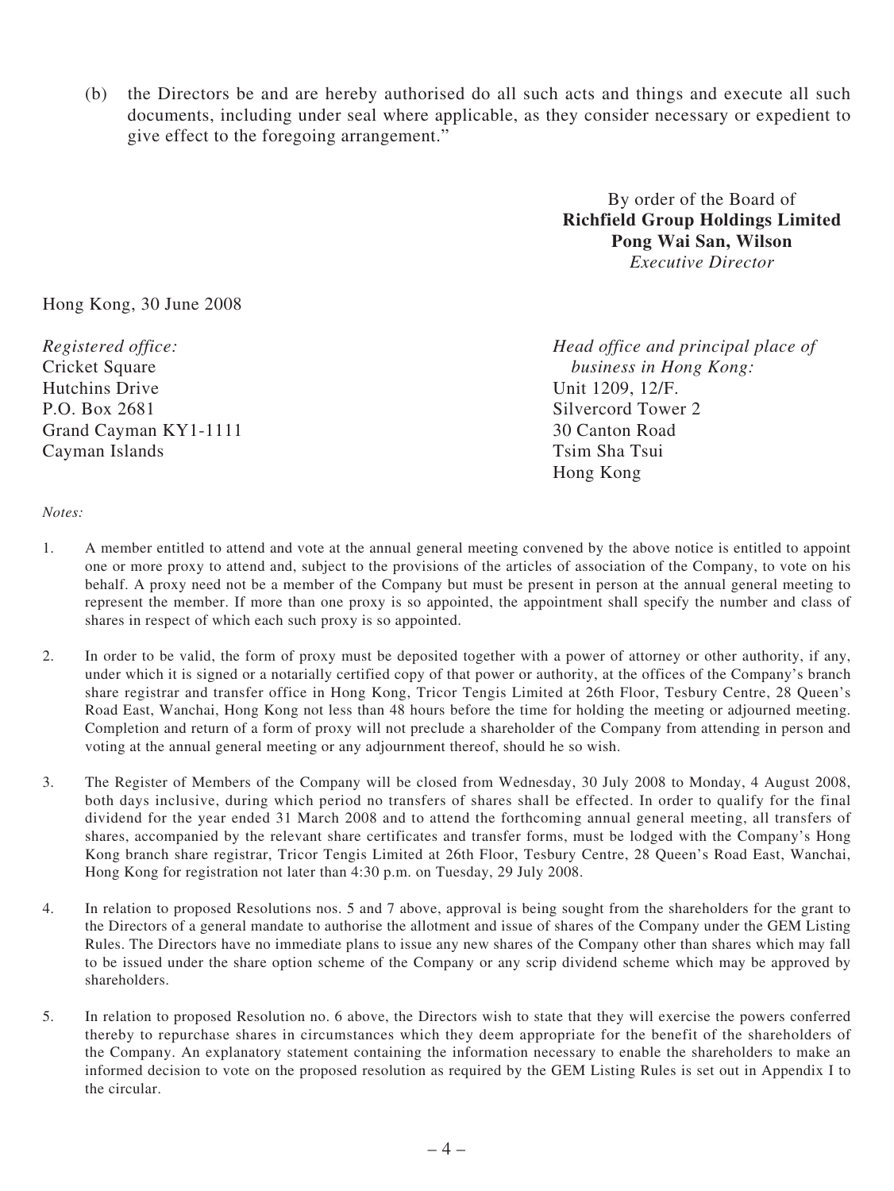(b) the Directors be and are hereby authorised do all such acts and things and execute all such documents, including under seal where applicable, as they consider necessary or expedient to give effect to the foregoing arrangement."

By order of the Board of
**Richfield Group Holdings Limited**
**Pong Wai San, Wilson**
*Executive Director*

Hong Kong, 30 June 2008

*Registered office:*
Cricket Square
Hutchins Drive
P.O. Box 2681
Grand Cayman KY1-1111
Cayman Islands

*Head office and principal place of business in Hong Kong:*
Unit 1209, 12/F.
Silvercord Tower 2
30 Canton Road
Tsim Sha Tsui
Hong Kong

*Notes:*

1. A member entitled to attend and vote at the annual general meeting convened by the above notice is entitled to appoint one or more proxy to attend and, subject to the provisions of the articles of association of the Company, to vote on his behalf. A proxy need not be a member of the Company but must be present in person at the annual general meeting to represent the member. If more than one proxy is so appointed, the appointment shall specify the number and class of shares in respect of which each such proxy is so appointed.

2. In order to be valid, the form of proxy must be deposited together with a power of attorney or other authority, if any, under which it is signed or a notarially certified copy of that power or authority, at the offices of the Company's branch share registrar and transfer office in Hong Kong, Tricor Tengis Limited at 26th Floor, Tesbury Centre, 28 Queen's Road East, Wanchai, Hong Kong not less than 48 hours before the time for holding the meeting or adjourned meeting. Completion and return of a form of proxy will not preclude a shareholder of the Company from attending in person and voting at the annual general meeting or any adjournment thereof, should he so wish.

3. The Register of Members of the Company will be closed from Wednesday, 30 July 2008 to Monday, 4 August 2008, both days inclusive, during which period no transfers of shares shall be effected. In order to qualify for the final dividend for the year ended 31 March 2008 and to attend the forthcoming annual general meeting, all transfers of shares, accompanied by the relevant share certificates and transfer forms, must be lodged with the Company's Hong Kong branch share registrar, Tricor Tengis Limited at 26th Floor, Tesbury Centre, 28 Queen's Road East, Wanchai, Hong Kong for registration not later than 4:30 p.m. on Tuesday, 29 July 2008.

4. In relation to proposed Resolutions nos. 5 and 7 above, approval is being sought from the shareholders for the grant to the Directors of a general mandate to authorise the allotment and issue of shares of the Company under the GEM Listing Rules. The Directors have no immediate plans to issue any new shares of the Company other than shares which may fall to be issued under the share option scheme of the Company or any scrip dividend scheme which may be approved by shareholders.

5. In relation to proposed Resolution no. 6 above, the Directors wish to state that they will exercise the powers conferred thereby to repurchase shares in circumstances which they deem appropriate for the benefit of the shareholders of the Company. An explanatory statement containing the information necessary to enable the shareholders to make an informed decision to vote on the proposed resolution as required by the GEM Listing Rules is set out in Appendix I to the circular.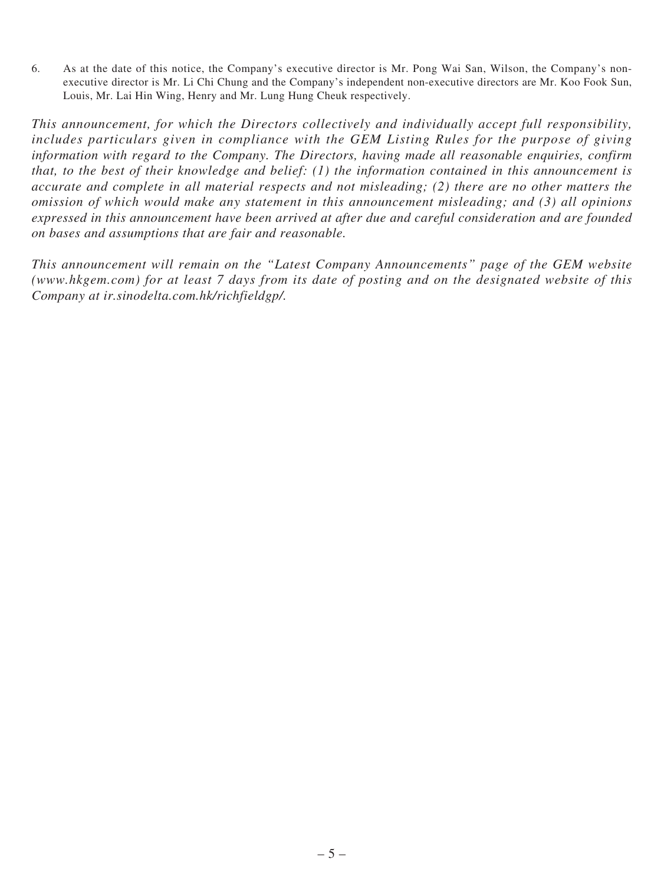6. As at the date of this notice, the Company's executive director is Mr. Pong Wai San, Wilson, the Company's non-executive director is Mr. Li Chi Chung and the Company's independent non-executive directors are Mr. Koo Fook Sun, Louis, Mr. Lai Hin Wing, Henry and Mr. Lung Hung Cheuk respectively.

*This announcement, for which the Directors collectively and individually accept full responsibility, includes particulars given in compliance with the GEM Listing Rules for the purpose of giving information with regard to the Company. The Directors, having made all reasonable enquiries, confirm that, to the best of their knowledge and belief: (1) the information contained in this announcement is accurate and complete in all material respects and not misleading; (2) there are no other matters the omission of which would make any statement in this announcement misleading; and (3) all opinions expressed in this announcement have been arrived at after due and careful consideration and are founded on bases and assumptions that are fair and reasonable.*

*This announcement will remain on the "Latest Company Announcements" page of the GEM website (www.hkgem.com) for at least 7 days from its date of posting and on the designated website of this Company at ir.sinodelta.com.hk/richfieldgp/.*